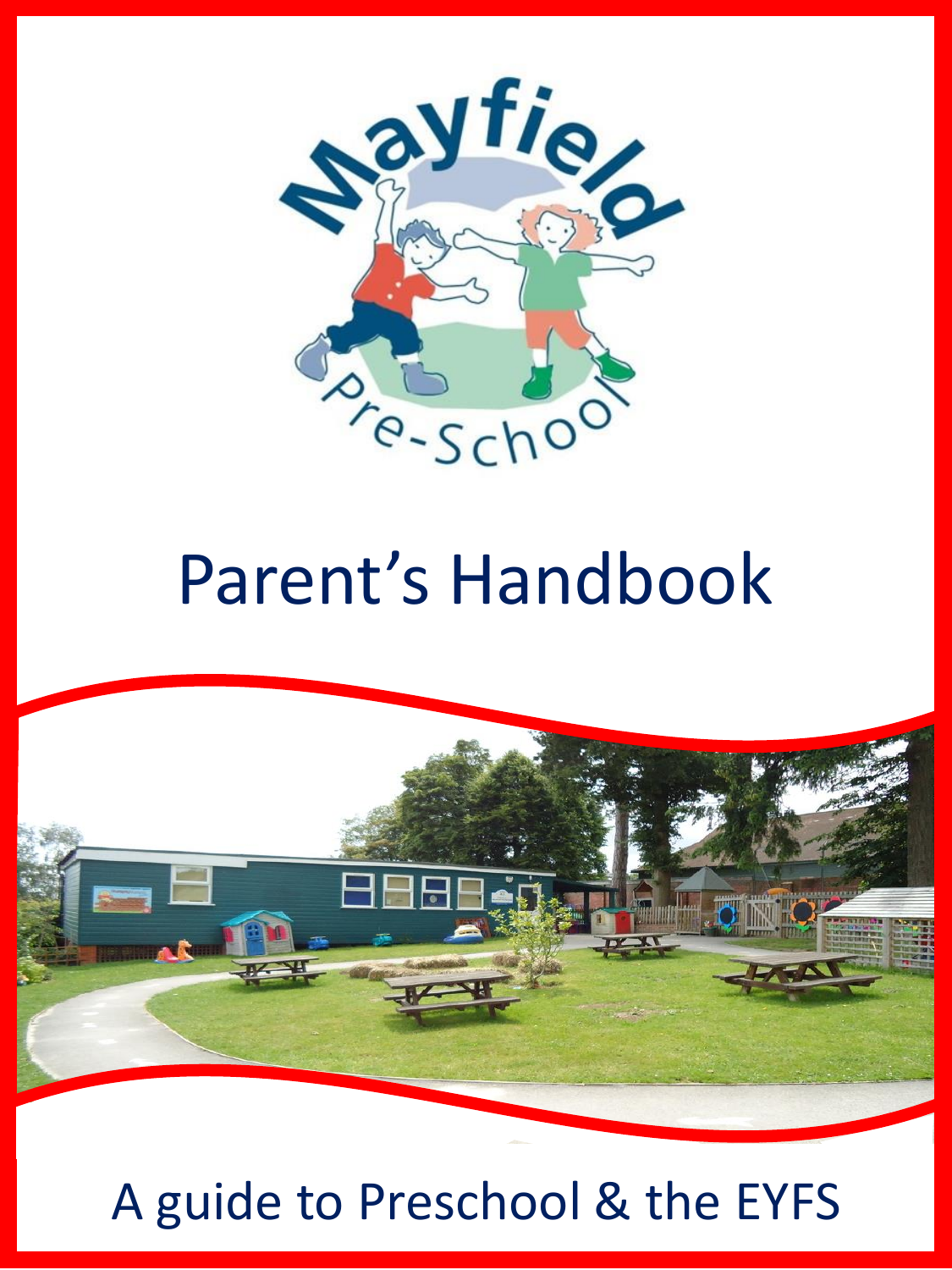Mayfield Pre-School

# Parent's Handbook

A guide to Preschool & the EYFS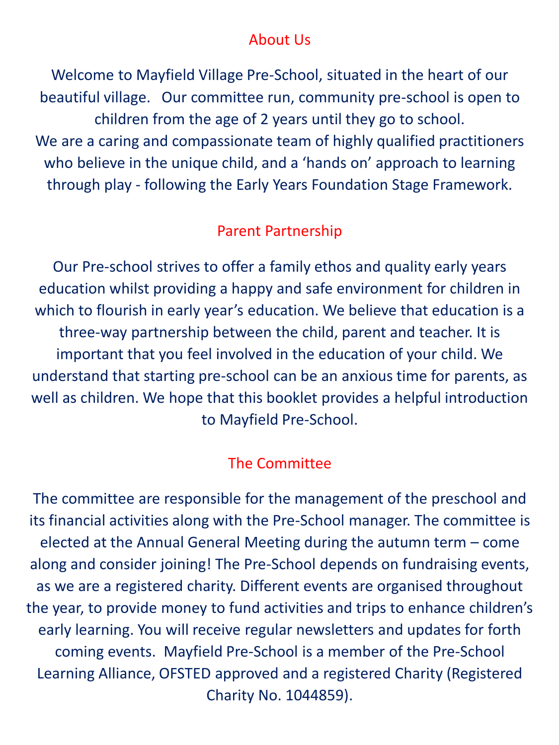## About Us

Welcome to Mayfield Village Pre-School, situated in the heart of our beautiful village. Our committee run, community pre-school is open to children from the age of 2 years until they go to school.
We are a caring and compassionate team of highly qualified practitioners who believe in the unique child, and a 'hands on' approach to learning through play - following the Early Years Foundation Stage Framework.

## Parent Partnership

Our Pre-school strives to offer a family ethos and quality early years education whilst providing a happy and safe environment for children in which to flourish in early year's education. We believe that education is a three-way partnership between the child, parent and teacher. It is important that you feel involved in the education of your child. We understand that starting pre-school can be an anxious time for parents, as well as children. We hope that this booklet provides a helpful introduction to Mayfield Pre-School.

## The Committee

The committee are responsible for the management of the preschool and its financial activities along with the Pre-School manager. The committee is elected at the Annual General Meeting during the autumn term – come along and consider joining! The Pre-School depends on fundraising events, as we are a registered charity. Different events are organised throughout the year, to provide money to fund activities and trips to enhance children's early learning. You will receive regular newsletters and updates for forth coming events. Mayfield Pre-School is a member of the Pre-School Learning Alliance, OFSTED approved and a registered Charity (Registered Charity No. 1044859).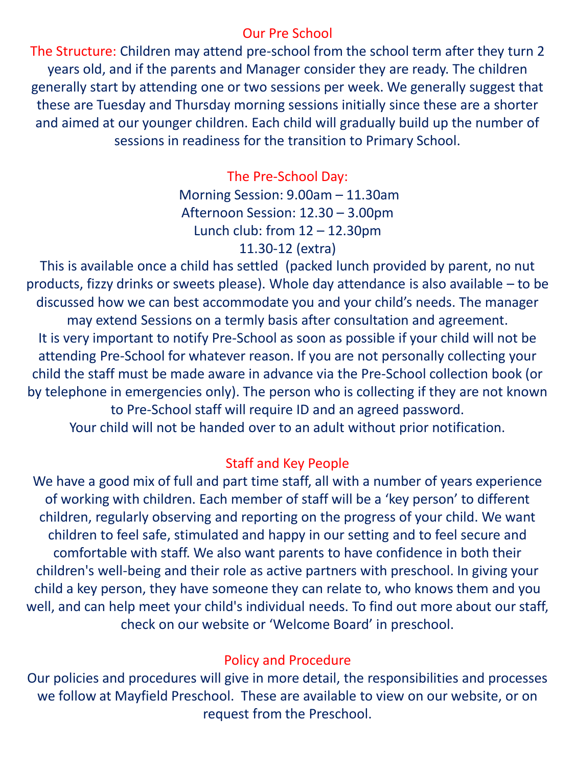# Our Pre School

**The Structure:** Children may attend pre-school from the school term after they turn 2 years old, and if the parents and Manager consider they are ready. The children generally start by attending one or two sessions per week. We generally suggest that these are Tuesday and Thursday morning sessions initially since these are a shorter and aimed at our younger children. Each child will gradually build up the number of sessions in readiness for the transition to Primary School.

## The Pre-School Day:

Morning Session: 9.00am – 11.30am
Afternoon Session: 12.30 – 3.00pm
Lunch club: from 12 – 12.30pm
11.30-12 (extra)

This is available once a child has settled (packed lunch provided by parent, no nut products, fizzy drinks or sweets please). Whole day attendance is also available – to be discussed how we can best accommodate you and your child's needs. The manager may extend Sessions on a termly basis after consultation and agreement.

It is very important to notify Pre-School as soon as possible if your child will not be attending Pre-School for whatever reason. If you are not personally collecting your child the staff must be made aware in advance via the Pre-School collection book (or by telephone in emergencies only). The person who is collecting if they are not known to Pre-School staff will require ID and an agreed password.

Your child will not be handed over to an adult without prior notification.

## Staff and Key People

We have a good mix of full and part time staff, all with a number of years experience of working with children. Each member of staff will be a 'key person' to different children, regularly observing and reporting on the progress of your child. We want children to feel safe, stimulated and happy in our setting and to feel secure and comfortable with staff. We also want parents to have confidence in both their children's well-being and their role as active partners with preschool. In giving your child a key person, they have someone they can relate to, who knows them and you well, and can help meet your child's individual needs. To find out more about our staff, check on our website or 'Welcome Board' in preschool.

## Policy and Procedure

Our policies and procedures will give in more detail, the responsibilities and processes we follow at Mayfield Preschool. These are available to view on our website, or on request from the Preschool.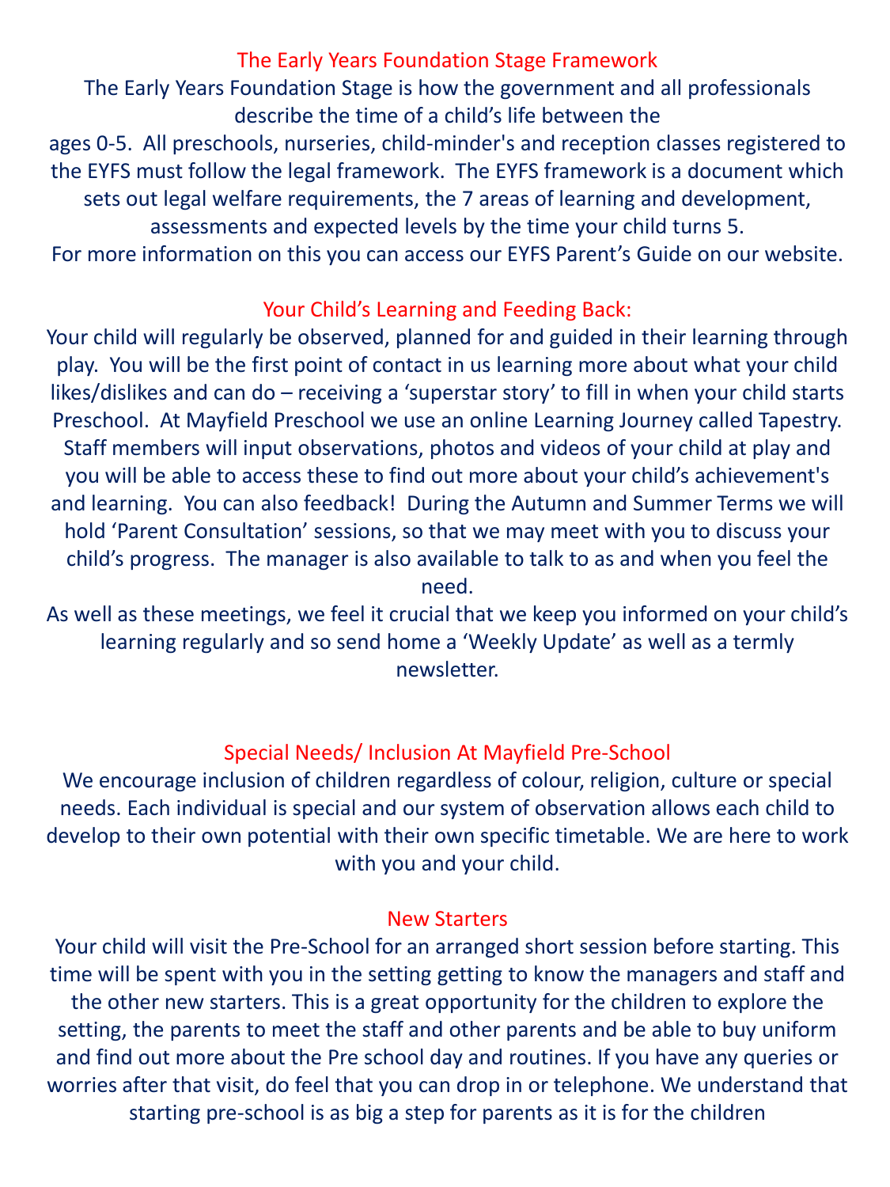## The Early Years Foundation Stage Framework

The Early Years Foundation Stage is how the government and all professionals describe the time of a child's life between the ages 0-5. All preschools, nurseries, child-minder's and reception classes registered to the EYFS must follow the legal framework. The EYFS framework is a document which sets out legal welfare requirements, the 7 areas of learning and development, assessments and expected levels by the time your child turns 5.

For more information on this you can access our EYFS Parent's Guide on our website.

## Your Child's Learning and Feeding Back:

Your child will regularly be observed, planned for and guided in their learning through play. You will be the first point of contact in us learning more about what your child likes/dislikes and can do – receiving a 'superstar story' to fill in when your child starts Preschool. At Mayfield Preschool we use an online Learning Journey called Tapestry. Staff members will input observations, photos and videos of your child at play and you will be able to access these to find out more about your child's achievement's and learning. You can also feedback! During the Autumn and Summer Terms we will hold 'Parent Consultation' sessions, so that we may meet with you to discuss your child's progress. The manager is also available to talk to as and when you feel the need.

As well as these meetings, we feel it crucial that we keep you informed on your child's learning regularly and so send home a 'Weekly Update' as well as a termly newsletter.

## Special Needs/ Inclusion At Mayfield Pre-School

We encourage inclusion of children regardless of colour, religion, culture or special needs. Each individual is special and our system of observation allows each child to develop to their own potential with their own specific timetable. We are here to work with you and your child.

## New Starters

Your child will visit the Pre-School for an arranged short session before starting. This time will be spent with you in the setting getting to know the managers and staff and the other new starters. This is a great opportunity for the children to explore the setting, the parents to meet the staff and other parents and be able to buy uniform and find out more about the Pre school day and routines. If you have any queries or worries after that visit, do feel that you can drop in or telephone. We understand that starting pre-school is as big a step for parents as it is for the children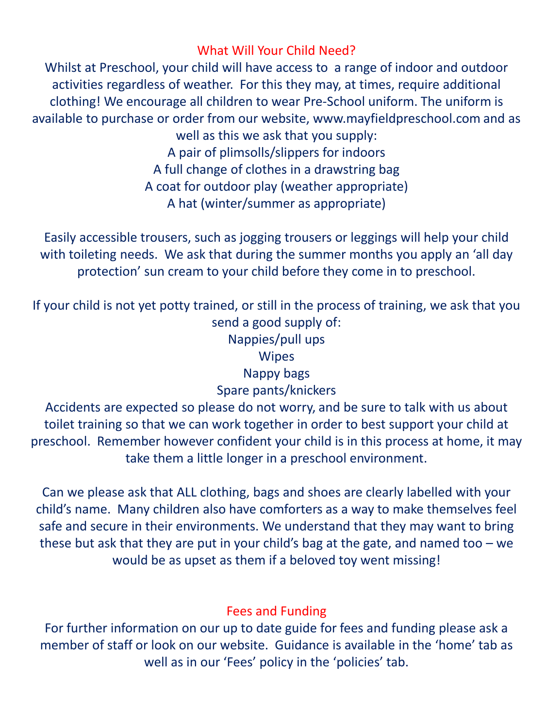## What Will Your Child Need?

Whilst at Preschool, your child will have access to a range of indoor and outdoor activities regardless of weather. For this they may, at times, require additional clothing! We encourage all children to wear Pre-School uniform. The uniform is available to purchase or order from our website, www.mayfieldpreschool.com and as well as this we ask that you supply:

- A pair of plimsolls/slippers for indoors
- A full change of clothes in a drawstring bag
- A coat for outdoor play (weather appropriate)
- A hat (winter/summer as appropriate)

Easily accessible trousers, such as jogging trousers or leggings will help your child with toileting needs. We ask that during the summer months you apply an 'all day protection' sun cream to your child before they come in to preschool.

If your child is not yet potty trained, or still in the process of training, we ask that you send a good supply of:

- Nappies/pull ups
- Wipes
- Nappy bags
- Spare pants/knickers

Accidents are expected so please do not worry, and be sure to talk with us about toilet training so that we can work together in order to best support your child at preschool. Remember however confident your child is in this process at home, it may take them a little longer in a preschool environment.

Can we please ask that ALL clothing, bags and shoes are clearly labelled with your child's name. Many children also have comforters as a way to make themselves feel safe and secure in their environments. We understand that they may want to bring these but ask that they are put in your child's bag at the gate, and named too – we would be as upset as them if a beloved toy went missing!

## Fees and Funding

For further information on our up to date guide for fees and funding please ask a member of staff or look on our website. Guidance is available in the 'home' tab as well as in our 'Fees' policy in the 'policies' tab.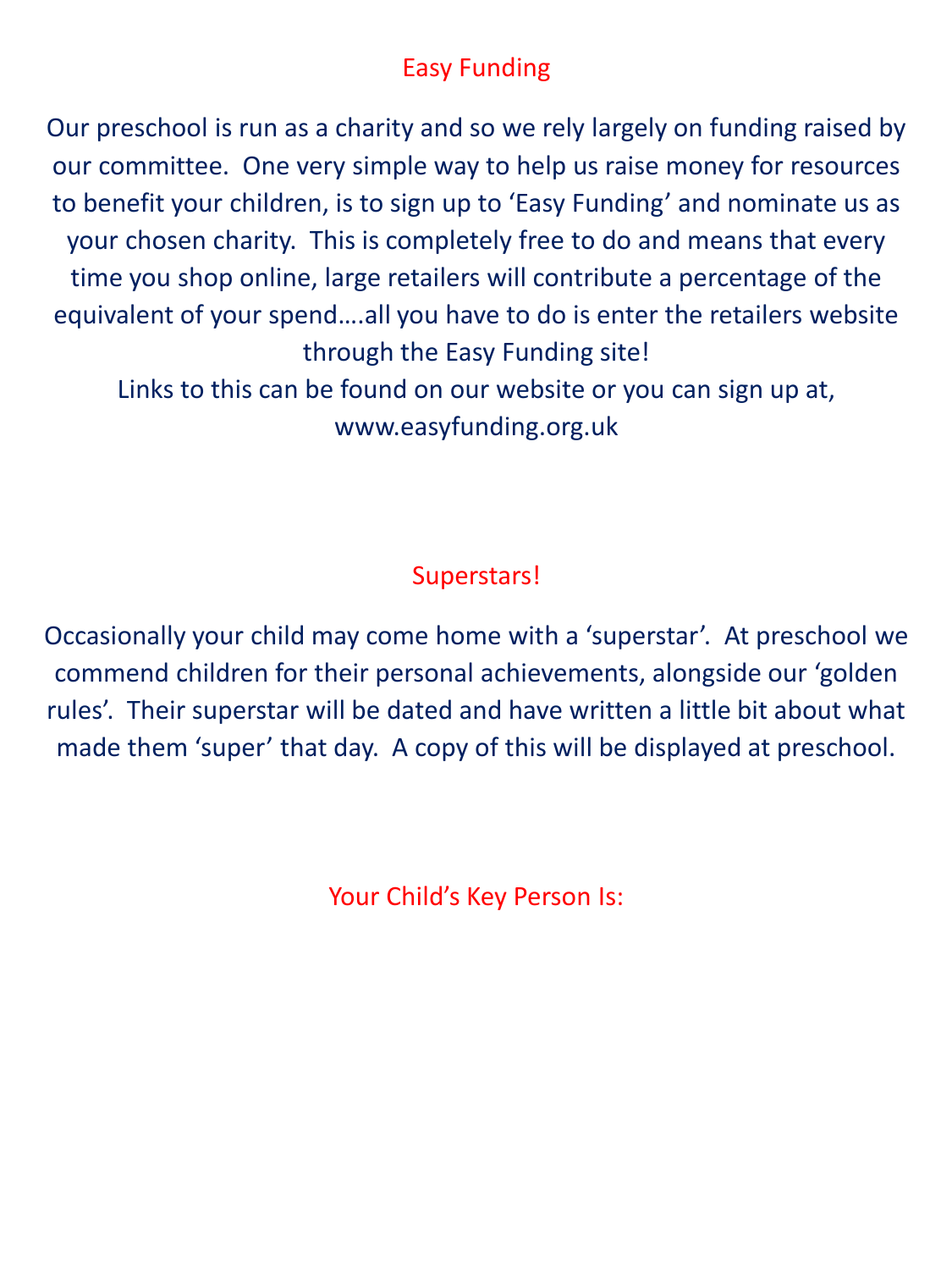## Easy Funding

Our preschool is run as a charity and so we rely largely on funding raised by our committee. One very simple way to help us raise money for resources to benefit your children, is to sign up to 'Easy Funding' and nominate us as your chosen charity. This is completely free to do and means that every time you shop online, large retailers will contribute a percentage of the equivalent of your spend….all you have to do is enter the retailers website through the Easy Funding site!

Links to this can be found on our website or you can sign up at, www.easyfunding.org.uk

## Superstars!

Occasionally your child may come home with a 'superstar'. At preschool we commend children for their personal achievements, alongside our 'golden rules'. Their superstar will be dated and have written a little bit about what made them 'super' that day. A copy of this will be displayed at preschool.

## Your Child's Key Person Is: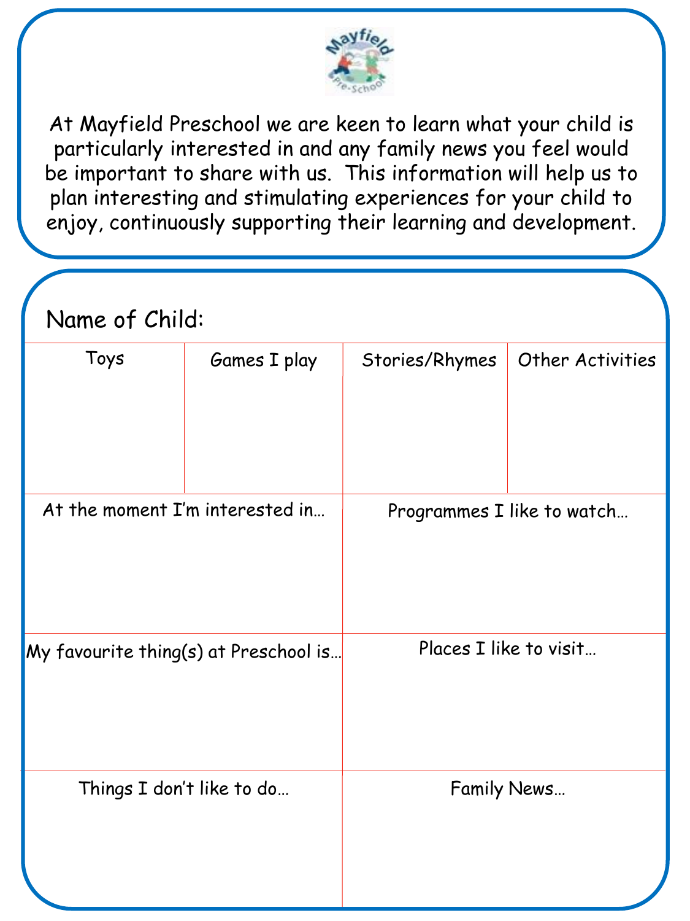At Mayfield Preschool we are keen to learn what your child is particularly interested in and any family news you feel would be important to share with us. This information will help us to plan interesting and stimulating experiences for your child to enjoy, continuously supporting their learning and development.

Name of Child:

| Toys | Games I play | Stories/Rhymes | Other Activities |
| --- | --- | --- | --- |
| | | | |

| At the moment I'm interested in… | Programmes I like to watch… |
| --- | --- |
| | |
| **My favourite thing(s) at Preschool is…** | **Places I like to visit…** |
| | |
| **Things I don't like to do…** | **Family News…** |
| | |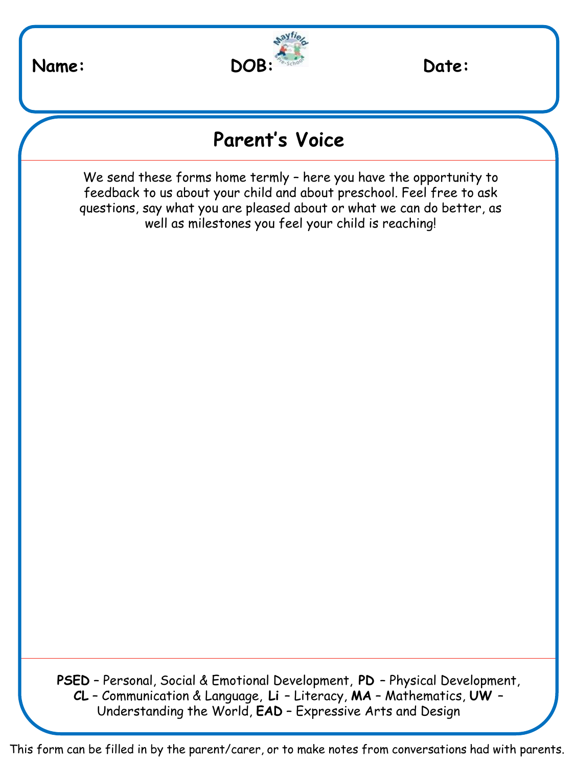**Name:** **DOB:** **Date:**

## Parent's Voice

We send these forms home termly – here you have the opportunity to feedback to us about your child and about preschool. Feel free to ask questions, say what you are pleased about or what we can do better, as well as milestones you feel your child is reaching!

**PSED** – Personal, Social & Emotional Development, **PD** – Physical Development, **CL** – Communication & Language, **Li** – Literacy, **MA** – Mathematics, **UW** – Understanding the World, **EAD** – Expressive Arts and Design

This form can be filled in by the parent/carer, or to make notes from conversations had with parents.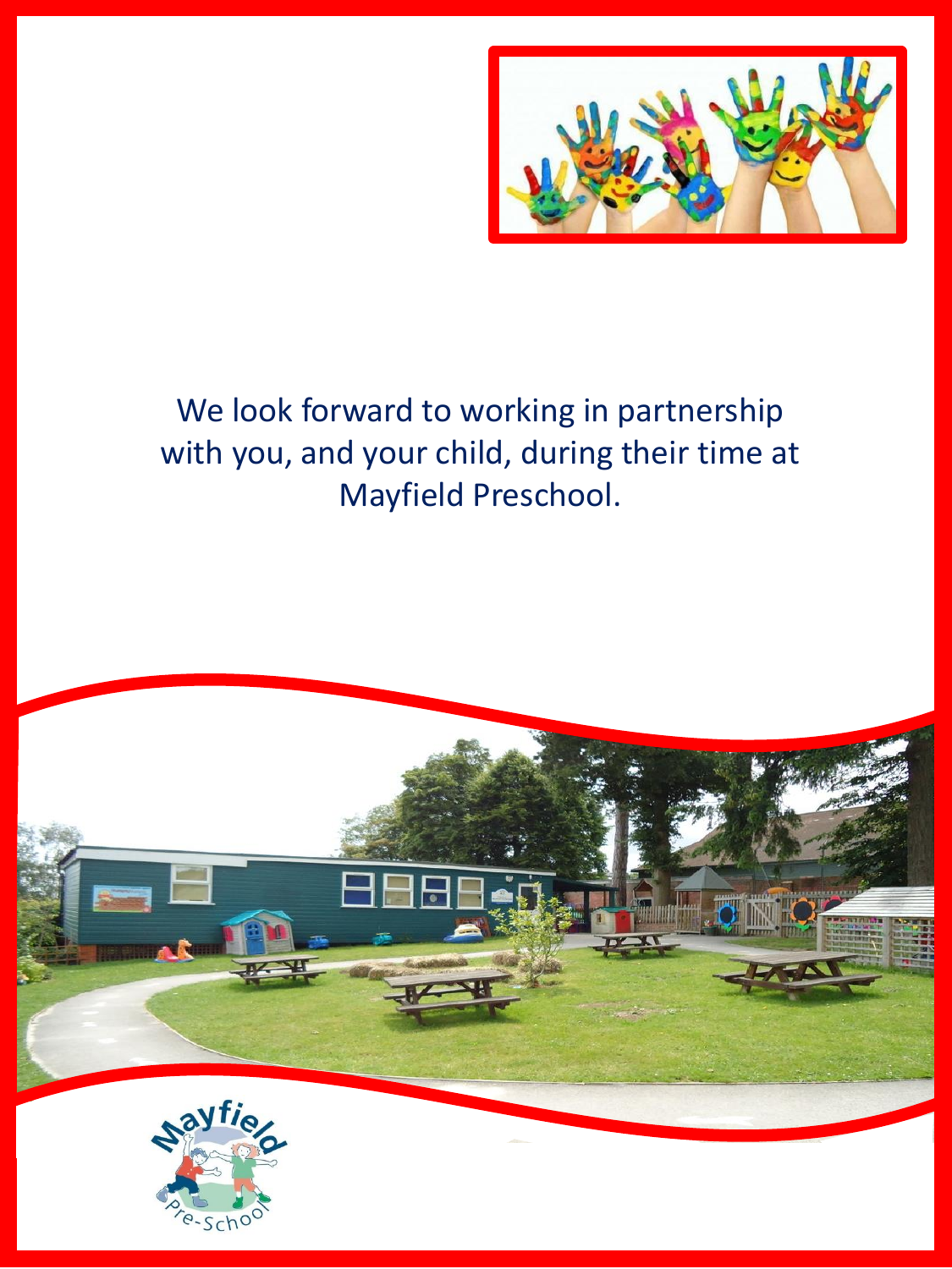We look forward to working in partnership with you, and your child, during their time at Mayfield Preschool.